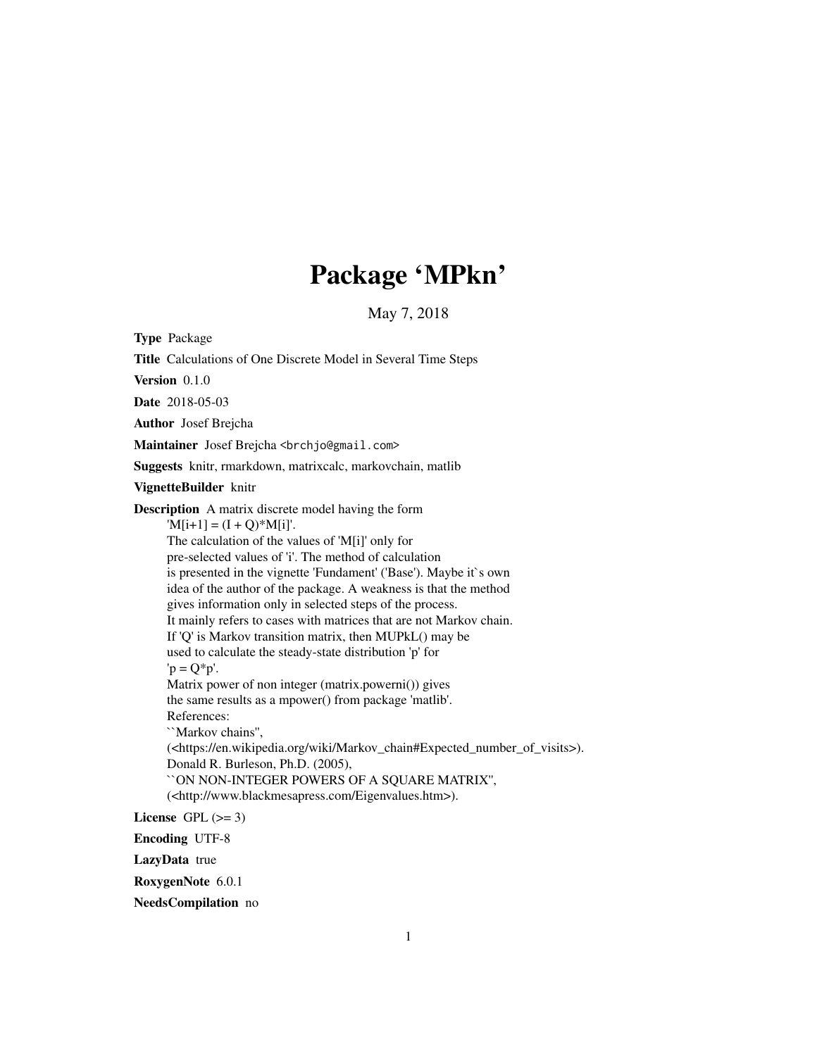# Package 'MPkn'

May 7, 2018

**Type** Package

**Title** Calculations of One Discrete Model in Several Time Steps

**Version** 0.1.0

**Date** 2018-05-03

**Author** Josef Brejcha

**Maintainer** Josef Brejcha <brchjo@gmail.com>

**Suggests** knitr, rmarkdown, matrixcalc, markovchain, matlib

**VignetteBuilder** knitr

**Description** A matrix discrete model having the form
'M[i+1] = (I + Q)*M[i]'.
The calculation of the values of 'M[i]' only for
pre-selected values of 'i'. The method of calculation
is presented in the vignette 'Fundament' ('Base'). Maybe it`s own
idea of the author of the package. A weakness is that the method
gives information only in selected steps of the process.
It mainly refers to cases with matrices that are not Markov chain.
If 'Q' is Markov transition matrix, then MUPkL() may be
used to calculate the steady-state distribution 'p' for
'p = Q*p'.
Matrix power of non integer (matrix.powerni()) gives
the same results as a mpower() from package 'matlib'.
References:
``Markov chains'',
(<https://en.wikipedia.org/wiki/Markov_chain#Expected_number_of_visits>).
Donald R. Burleson, Ph.D. (2005),
``ON NON-INTEGER POWERS OF A SQUARE MATRIX'',
(<http://www.blackmesapress.com/Eigenvalues.htm>).

**License** GPL (>= 3)

**Encoding** UTF-8

**LazyData** true

**RoxygenNote** 6.0.1

**NeedsCompilation** no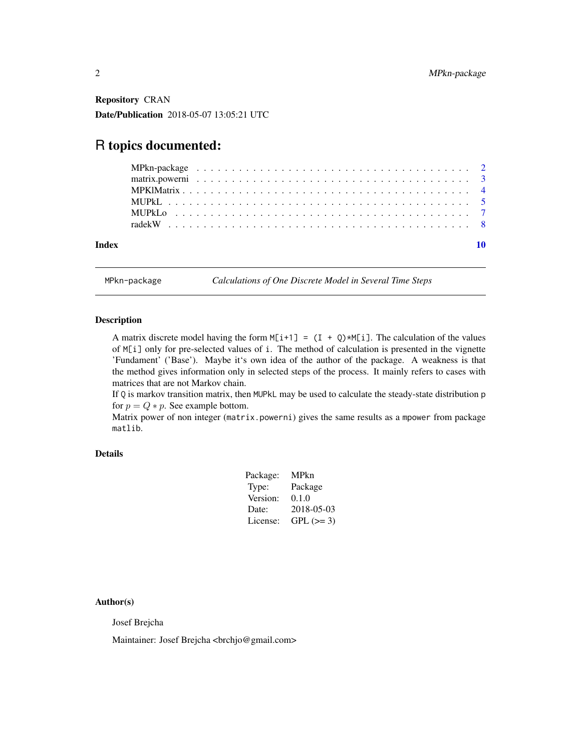**Repository** CRAN

**Date/Publication** 2018-05-07 13:05:21 UTC

# R topics documented:

| | |
|---|---|
| MPkn-package | 2 |
| matrix.powerni | 3 |
| MPKlMatrix | 4 |
| MUPkL | 5 |
| MUPkLo | 7 |
| radekW | 8 |
| **Index** | **10** |

---

`MPkn-package` *Calculations of One Discrete Model in Several Time Steps*

---

### Description

A matrix discrete model having the form `M[i+1] = (I + Q)*M[i]`. The calculation of the values of `M[i]` only for pre-selected values of `i`. The method of calculation is presented in the vignette 'Fundament' ('Base'). Maybe it's own idea of the author of the package. A weakness is that the method gives information only in selected steps of the process. It mainly refers to cases with matrices that are not Markov chain.

If `Q` is markov transition matrix, then `MUPkL` may be used to calculate the steady-state distribution p for $p = Q * p$. See example bottom.

Matrix power of non integer (`matrix.powerni`) gives the same results as a `mpower` from package `matlib`.

### Details

| | |
|---|---|
| Package: | MPkn |
| Type: | Package |
| Version: | 0.1.0 |
| Date: | 2018-05-03 |
| License: | GPL (>= 3) |

### Author(s)

Josef Brejcha

Maintainer: Josef Brejcha <brchjo@gmail.com>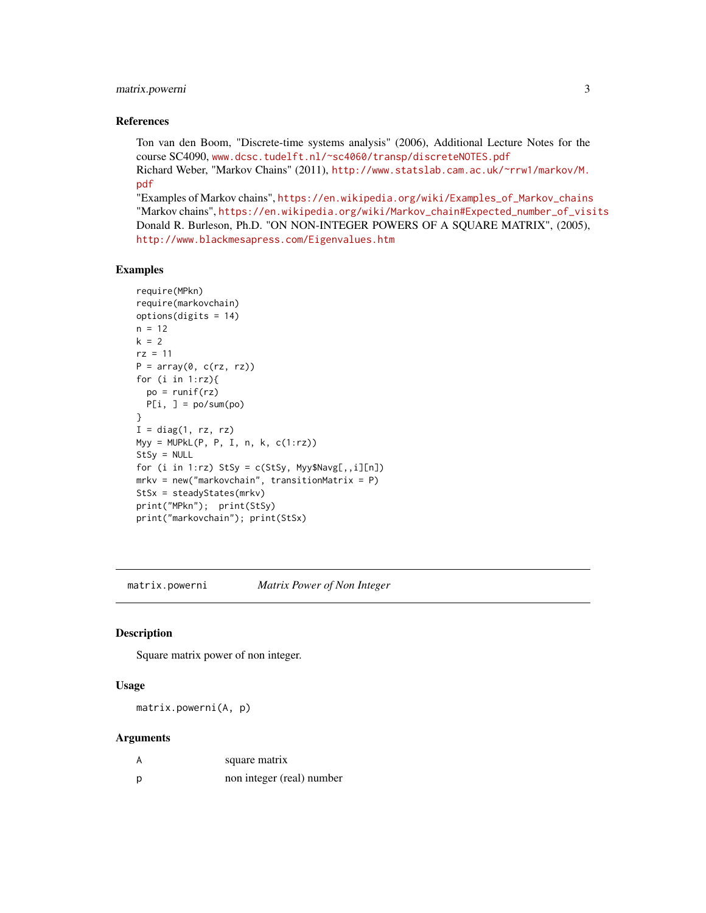## References

Ton van den Boom, "Discrete-time systems analysis" (2006), Additional Lecture Notes for the course SC4090, www.dcsc.tudelft.nl/~sc4060/transp/discreteNOTES.pdf
Richard Weber, "Markov Chains" (2011), http://www.statslab.cam.ac.uk/~rrw1/markov/M.pdf
"Examples of Markov chains", https://en.wikipedia.org/wiki/Examples_of_Markov_chains
"Markov chains", https://en.wikipedia.org/wiki/Markov_chain#Expected_number_of_visits
Donald R. Burleson, Ph.D. "ON NON-INTEGER POWERS OF A SQUARE MATRIX", (2005), http://www.blackmesapress.com/Eigenvalues.htm

## Examples

```
require(MPkn)
require(markovchain)
options(digits = 14)
n = 12
k = 2
rz = 11
P = array(0, c(rz, rz))
for (i in 1:rz){
  po = runif(rz)
  P[i, ] = po/sum(po)
}
I = diag(1, rz, rz)
Myy = MUPkL(P, P, I, n, k, c(1:rz))
StSy = NULL
for (i in 1:rz) StSy = c(StSy, Myy$Navg[,,i][n])
mrkv = new("markovchain", transitionMatrix = P)
StSx = steadyStates(mrkv)
print("MPkn");  print(StSy)
print("markovchain"); print(StSx)
```

---

# matrix.powerni    *Matrix Power of Non Integer*

## Description

Square matrix power of non integer.

## Usage

```
matrix.powerni(A, p)
```

## Arguments

| | |
|---|---|
| A | square matrix |
| p | non integer (real) number |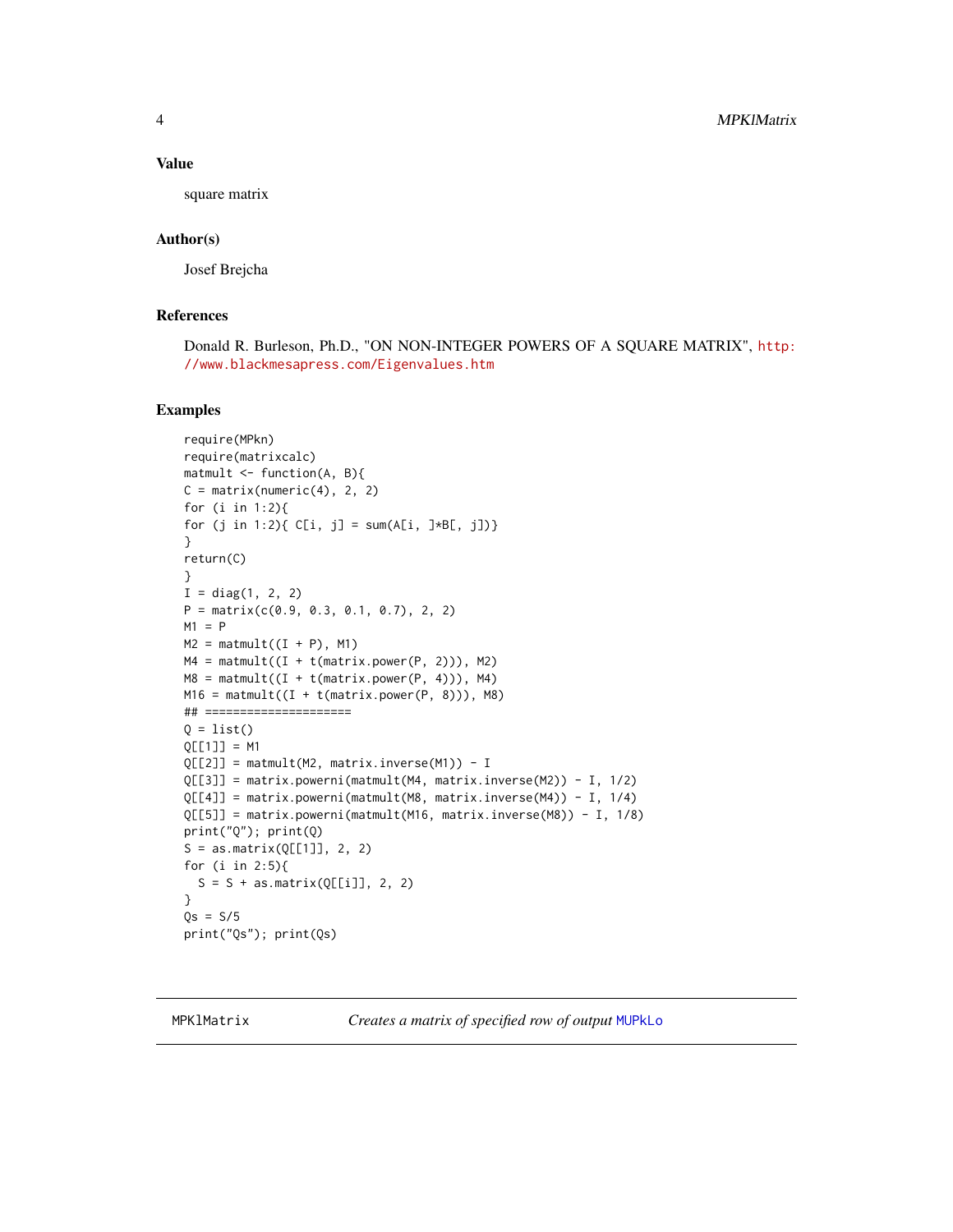### Value

square matrix

### Author(s)

Josef Brejcha

### References

Donald R. Burleson, Ph.D., "ON NON-INTEGER POWERS OF A SQUARE MATRIX", http://www.blackmesapress.com/Eigenvalues.htm

### Examples

```
require(MPkn)
require(matrixcalc)
matmult <- function(A, B){
C = matrix(numeric(4), 2, 2)
for (i in 1:2){
for (j in 1:2){ C[i, j] = sum(A[i, ]*B[, j])}
}
return(C)
}
I = diag(1, 2, 2)
P = matrix(c(0.9, 0.3, 0.1, 0.7), 2, 2)
M1 = P
M2 = matmult((I + P), M1)
M4 = matmult((I + t(matrix.power(P, 2))), M2)
M8 = matmult((I + t(matrix.power(P, 4))), M4)
M16 = matmult((I + t(matrix.power(P, 8))), M8)
## =====================
Q = list()
Q[[1]] = M1
Q[[2]] = matmult(M2, matrix.inverse(M1)) - I
Q[[3]] = matrix.powerni(matmult(M4, matrix.inverse(M2)) - I, 1/2)
Q[[4]] = matrix.powerni(matmult(M8, matrix.inverse(M4)) - I, 1/4)
Q[[5]] = matrix.powerni(matmult(M16, matrix.inverse(M8)) - I, 1/8)
print("Q"); print(Q)
S = as.matrix(Q[[1]], 2, 2)
for (i in 2:5){
  S = S + as.matrix(Q[[i]], 2, 2)
}
Qs = S/5
print("Qs"); print(Qs)
```

---

## MPKlMatrix &nbsp;&nbsp;&nbsp; *Creates a matrix of specified row of output MUPkLo*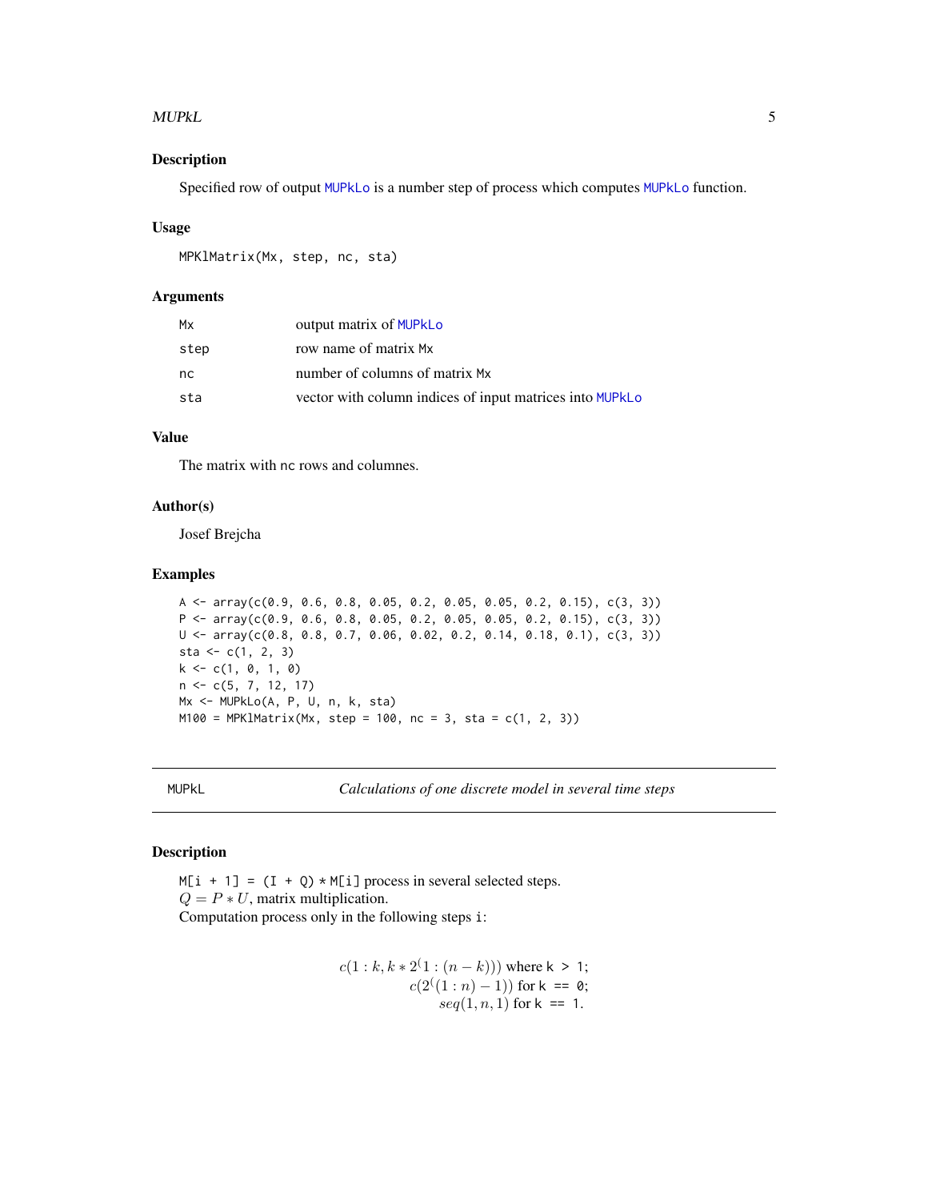## Description

Specified row of output MUPkLo is a number step of process which computes MUPkLo function.

## Usage

```
MPKlMatrix(Mx, step, nc, sta)
```

## Arguments

| | |
|---|---|
| Mx | output matrix of MUPkLo |
| step | row name of matrix Mx |
| nc | number of columns of matrix Mx |
| sta | vector with column indices of input matrices into MUPkLo |

## Value

The matrix with nc rows and columnes.

## Author(s)

Josef Brejcha

## Examples

```
A <- array(c(0.9, 0.6, 0.8, 0.05, 0.2, 0.05, 0.05, 0.2, 0.15), c(3, 3))
P <- array(c(0.9, 0.6, 0.8, 0.05, 0.2, 0.05, 0.05, 0.2, 0.15), c(3, 3))
U <- array(c(0.8, 0.8, 0.7, 0.06, 0.02, 0.2, 0.14, 0.18, 0.1), c(3, 3))
sta <- c(1, 2, 3)
k <- c(1, 0, 1, 0)
n <- c(5, 7, 12, 17)
Mx <- MUPkLo(A, P, U, n, k, sta)
M100 = MPKlMatrix(Mx, step = 100, nc = 3, sta = c(1, 2, 3))
```

---

# MUPkL — *Calculations of one discrete model in several time steps*

## Description

M[i + 1] = (I + Q) * M[i] process in several selected steps.
$Q = P * U$, matrix multiplication.
Computation process only in the following steps i:

$$c(1:k, k*2^(1:(n-k)))$$ where k > 1;

$$c(2^((1:n)-1))$$ for k == 0;

$$seq(1, n, 1)$$ for k == 1.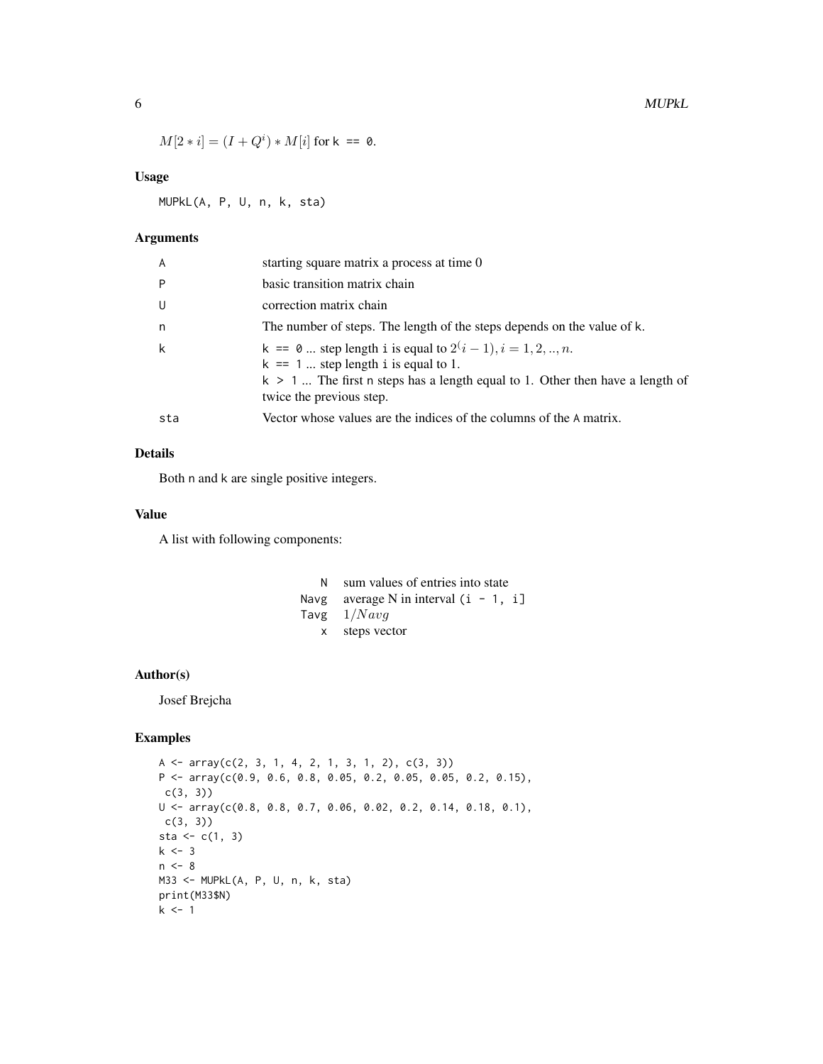$M[2 * i] = (I + Q^i) * M[i]$ for `k == 0`.

## Usage

```
MUPkL(A, P, U, n, k, sta)
```

## Arguments

| | |
|---|---|
| A | starting square matrix a process at time 0 |
| P | basic transition matrix chain |
| U | correction matrix chain |
| n | The number of steps. The length of the steps depends on the value of k. |
| k | `k == 0` ... step length i is equal to $2^(i-1), i = 1, 2, .., n$. <br> `k == 1` ... step length i is equal to 1. <br> `k > 1` ... The first n steps has a length equal to 1. Other then have a length of twice the previous step. |
| sta | Vector whose values are the indices of the columns of the A matrix. |

## Details

Both n and k are single positive integers.

## Value

A list with following components:

| | |
|---|---|
| N | sum values of entries into state |
| Navg | average N in interval `(i - 1, i]` |
| Tavg | $1/Navg$ |
| x | steps vector |

## Author(s)

Josef Brejcha

## Examples

```
A <- array(c(2, 3, 1, 4, 2, 1, 3, 1, 2), c(3, 3))
P <- array(c(0.9, 0.6, 0.8, 0.05, 0.2, 0.05, 0.05, 0.2, 0.15),
 c(3, 3))
U <- array(c(0.8, 0.8, 0.7, 0.06, 0.02, 0.2, 0.14, 0.18, 0.1),
 c(3, 3))
sta <- c(1, 3)
k <- 3
n <- 8
M33 <- MUPkL(A, P, U, n, k, sta)
print(M33$N)
k <- 1
```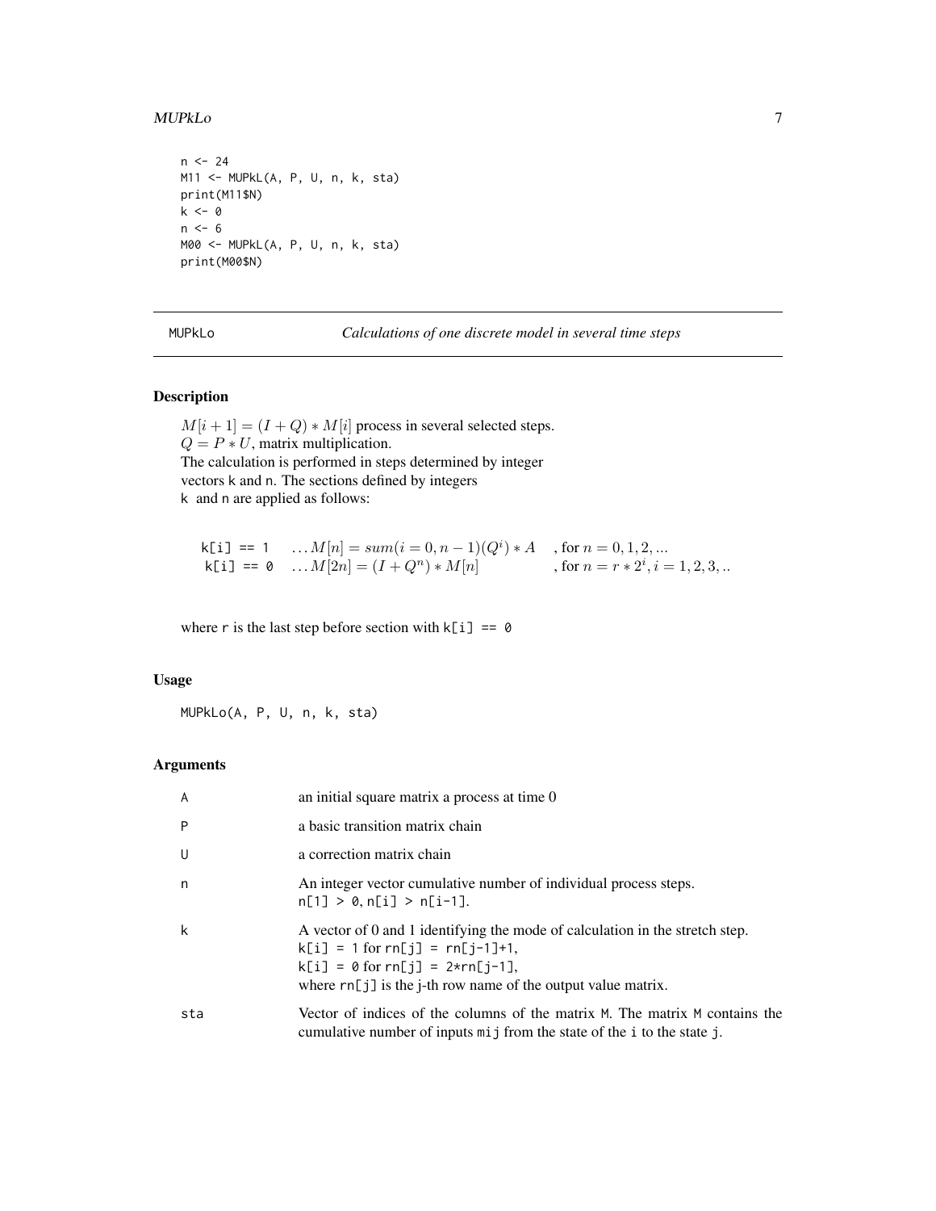```
n <- 24
M11 <- MUPkL(A, P, U, n, k, sta)
print(M11$N)
k <- 0
n <- 6
M00 <- MUPkL(A, P, U, n, k, sta)
print(M00$N)
```

## MUPkLo — *Calculations of one discrete model in several time steps*

### Description

$M[i+1] = (I + Q) * M[i]$ process in several selected steps.
$Q = P * U$, matrix multiplication.
The calculation is performed in steps determined by integer vectors k and n. The sections defined by integers k and n are applied as follows:

k[i] == 1 $\quad \ldots M[n] = sum(i = 0, n-1)(Q^i) * A \quad$ , for $n = 0, 1, 2, \ldots$
k[i] == 0 $\quad \ldots M[2n] = (I + Q^n) * M[n] \quad$ , for $n = r * 2^i, i = 1, 2, 3, ..$

where r is the last step before section with k[i] == 0

### Usage

```
MUPkLo(A, P, U, n, k, sta)
```

### Arguments

| | |
|---|---|
| A | an initial square matrix a process at time 0 |
| P | a basic transition matrix chain |
| U | a correction matrix chain |
| n | An integer vector cumulative number of individual process steps. n[1] > 0, n[i] > n[i-1]. |
| k | A vector of 0 and 1 identifying the mode of calculation in the stretch step. k[i] = 1 for rn[j] = rn[j-1]+1, k[i] = 0 for rn[j] = 2*rn[j-1], where rn[j] is the j-th row name of the output value matrix. |
| sta | Vector of indices of the columns of the matrix M. The matrix M contains the cumulative number of inputs mij from the state of the i to the state j. |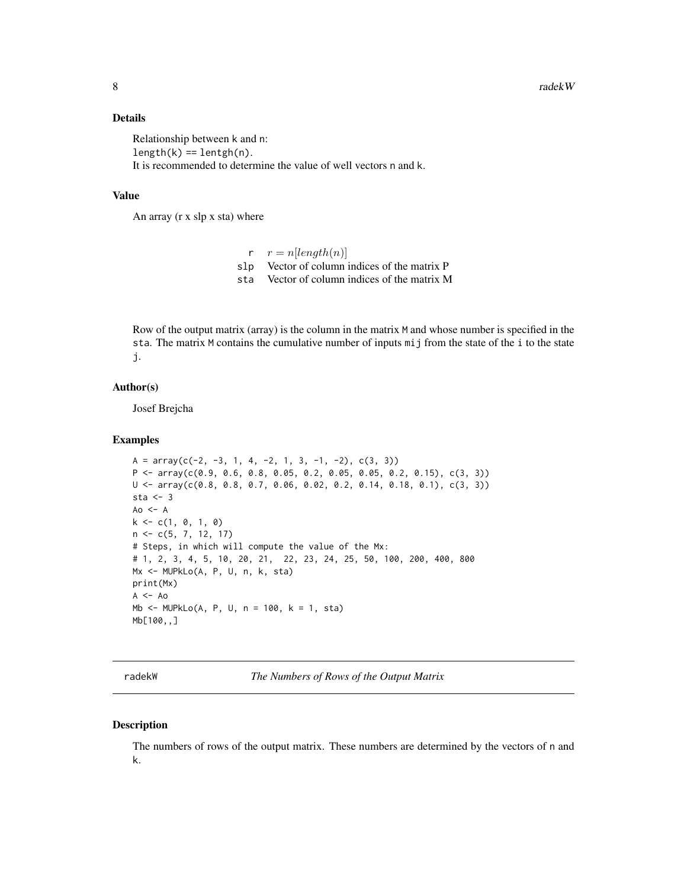### Details

Relationship between k and n:
length(k) == lentgh(n).
It is recommended to determine the value of well vectors n and k.

### Value

An array (r x slp x sta) where

| | |
|---|---|
| r | $r = n[length(n)]$ |
| slp | Vector of column indices of the matrix P |
| sta | Vector of column indices of the matrix M |

Row of the output matrix (array) is the column in the matrix M and whose number is specified in the sta. The matrix M contains the cumulative number of inputs mij from the state of the i to the state j.

### Author(s)

Josef Brejcha

### Examples

```
A = array(c(-2, -3, 1, 4, -2, 1, 3, -1, -2), c(3, 3))
P <- array(c(0.9, 0.6, 0.8, 0.05, 0.2, 0.05, 0.05, 0.2, 0.15), c(3, 3))
U <- array(c(0.8, 0.8, 0.7, 0.06, 0.02, 0.2, 0.14, 0.18, 0.1), c(3, 3))
sta <- 3
Ao <- A
k <- c(1, 0, 1, 0)
n <- c(5, 7, 12, 17)
# Steps, in which will compute the value of the Mx:
# 1, 2, 3, 4, 5, 10, 20, 21,  22, 23, 24, 25, 50, 100, 200, 400, 800
Mx <- MUPkLo(A, P, U, n, k, sta)
print(Mx)
A <- Ao
Mb <- MUPkLo(A, P, U, n = 100, k = 1, sta)
Mb[100,,]
```

---

## radekW — *The Numbers of Rows of the Output Matrix*

### Description

The numbers of rows of the output matrix. These numbers are determined by the vectors of n and k.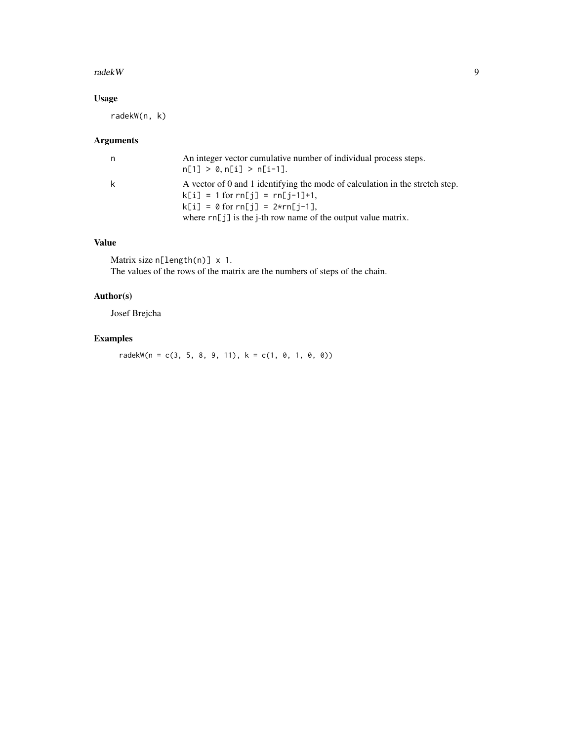## Usage

```
radekW(n, k)
```

## Arguments

n — An integer vector cumulative number of individual process steps.
n[1] > 0, n[i] > n[i-1].

k — A vector of 0 and 1 identifying the mode of calculation in the stretch step.
k[i] = 1 for rn[j] = rn[j-1]+1,
k[i] = 0 for rn[j] = 2*rn[j-1],
where rn[j] is the j-th row name of the output value matrix.

## Value

Matrix size n[length(n)] x 1.
The values of the rows of the matrix are the numbers of steps of the chain.

## Author(s)

Josef Brejcha

## Examples

```
radekW(n = c(3, 5, 8, 9, 11), k = c(1, 0, 1, 0, 0))
```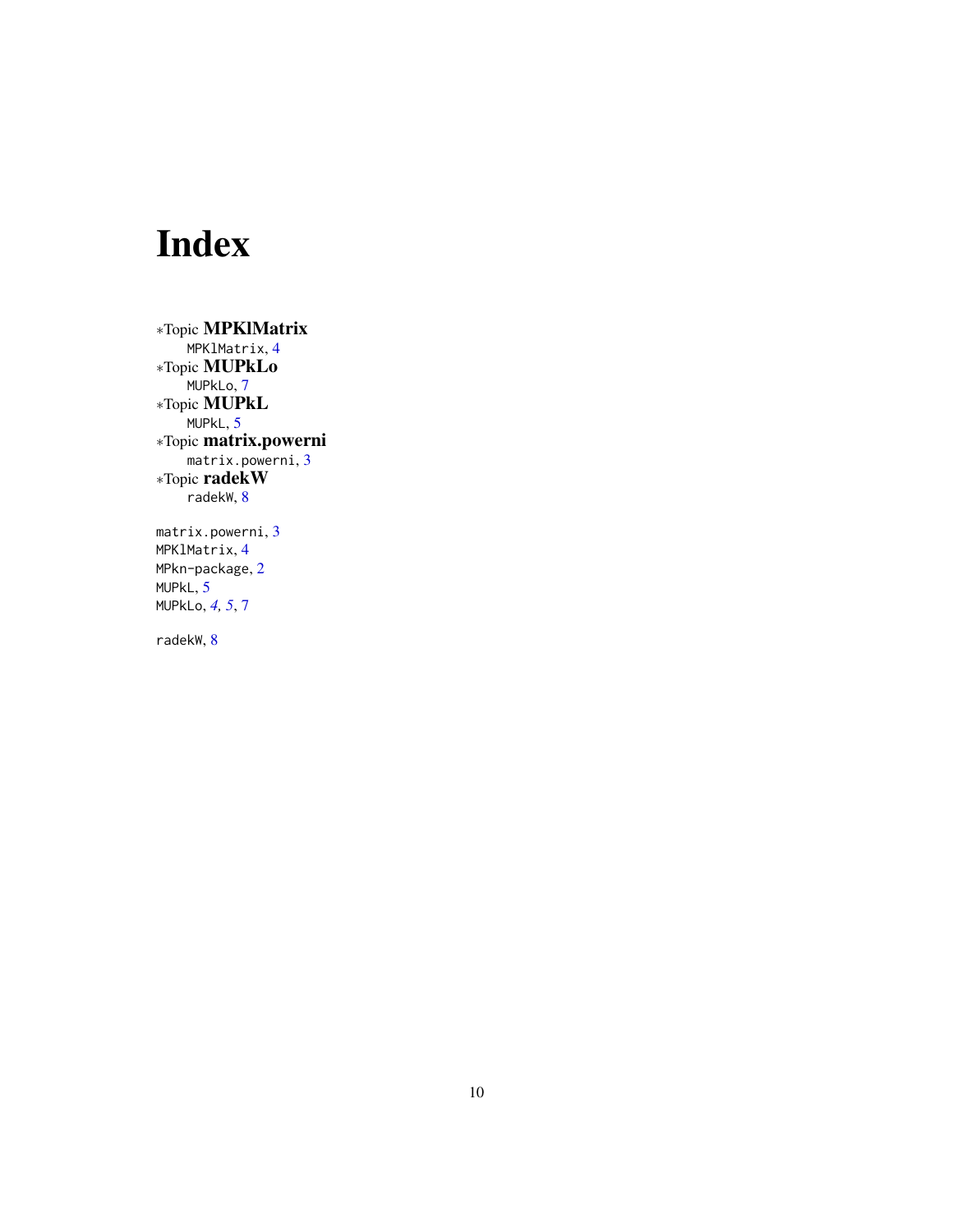# Index

∗Topic **MPKlMatrix**
  MPKlMatrix, 4
∗Topic **MUPkLo**
  MUPkLo, 7
∗Topic **MUPkL**
  MUPkL, 5
∗Topic **matrix.powerni**
  matrix.powerni, 3
∗Topic **radekW**
  radekW, 8

matrix.powerni, 3
MPKlMatrix, 4
MPkn-package, 2
MUPkL, 5
MUPkLo, *4, 5*, 7

radekW, 8